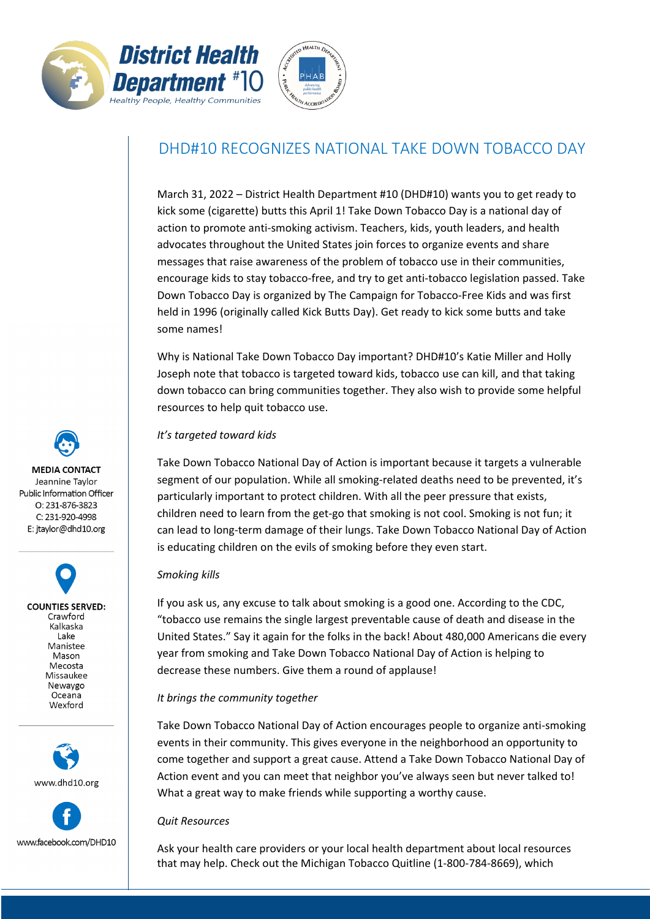# DHD#10 RECOGNIZES NATIONAL TAKE DOWN TOBACCO DAY

**MEDIA CONTACT**
Jeannine Taylor
Public Information Officer
O: 231-876-3823
C: 231-920-4998
E: jtaylor@dhd10.org

**COUNTIES SERVED:**
Crawford
Kalkaska
Lake
Manistee
Mason
Mecosta
Missaukee
Newaygo
Oceana
Wexford

www.dhd10.org

www.facebook.com/DHD10

March 31, 2022 – District Health Department #10 (DHD#10) wants you to get ready to kick some (cigarette) butts this April 1! Take Down Tobacco Day is a national day of action to promote anti-smoking activism. Teachers, kids, youth leaders, and health advocates throughout the United States join forces to organize events and share messages that raise awareness of the problem of tobacco use in their communities, encourage kids to stay tobacco-free, and try to get anti-tobacco legislation passed. Take Down Tobacco Day is organized by The Campaign for Tobacco-Free Kids and was first held in 1996 (originally called Kick Butts Day). Get ready to kick some butts and take some names!

Why is National Take Down Tobacco Day important? DHD#10's Katie Miller and Holly Joseph note that tobacco is targeted toward kids, tobacco use can kill, and that taking down tobacco can bring communities together. They also wish to provide some helpful resources to help quit tobacco use.

*It's targeted toward kids*

Take Down Tobacco National Day of Action is important because it targets a vulnerable segment of our population. While all smoking-related deaths need to be prevented, it's particularly important to protect children. With all the peer pressure that exists, children need to learn from the get-go that smoking is not cool. Smoking is not fun; it can lead to long-term damage of their lungs. Take Down Tobacco National Day of Action is educating children on the evils of smoking before they even start.

*Smoking kills*

If you ask us, any excuse to talk about smoking is a good one. According to the CDC, "tobacco use remains the single largest preventable cause of death and disease in the United States." Say it again for the folks in the back! About 480,000 Americans die every year from smoking and Take Down Tobacco National Day of Action is helping to decrease these numbers. Give them a round of applause!

*It brings the community together*

Take Down Tobacco National Day of Action encourages people to organize anti-smoking events in their community. This gives everyone in the neighborhood an opportunity to come together and support a great cause. Attend a Take Down Tobacco National Day of Action event and you can meet that neighbor you've always seen but never talked to! What a great way to make friends while supporting a worthy cause.

*Quit Resources*

Ask your health care providers or your local health department about local resources that may help. Check out the Michigan Tobacco Quitline (1-800-784-8669), which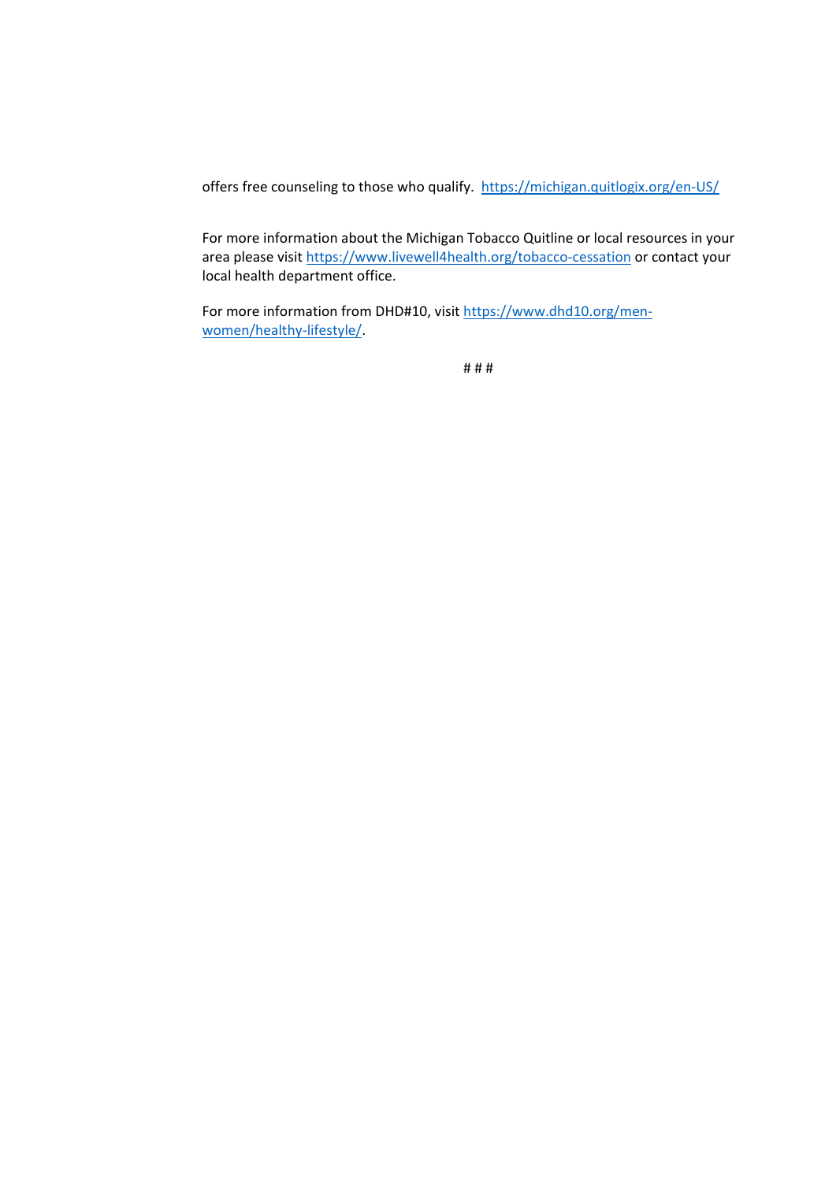offers free counseling to those who qualify. https://michigan.quitlogix.org/en-US/

For more information about the Michigan Tobacco Quitline or local resources in your area please visit https://www.livewell4health.org/tobacco-cessation or contact your local health department office.

For more information from DHD#10, visit https://www.dhd10.org/men-women/healthy-lifestyle/.

# # #